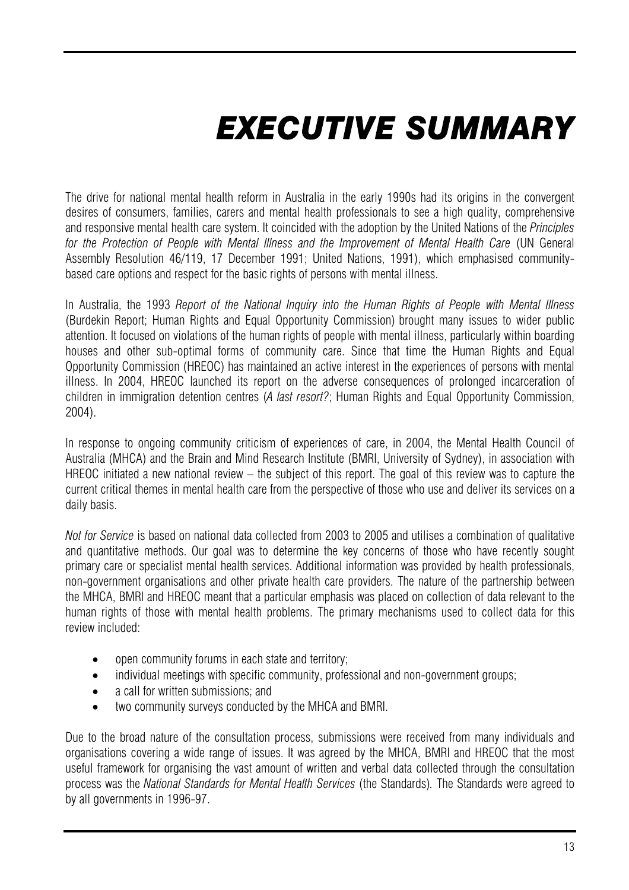# EXECUTIVE SUMMARY

The drive for national mental health reform in Australia in the early 1990s had its origins in the convergent desires of consumers, families, carers and mental health professionals to see a high quality, comprehensive and responsive mental health care system. It coincided with the adoption by the United Nations of the *Principles for the Protection of People with Mental Illness and the Improvement of Mental Health Care* (UN General Assembly Resolution 46/119, 17 December 1991; United Nations, 1991), which emphasised community-based care options and respect for the basic rights of persons with mental illness.

In Australia, the 1993 *Report of the National Inquiry into the Human Rights of People with Mental Illness* (Burdekin Report; Human Rights and Equal Opportunity Commission) brought many issues to wider public attention. It focused on violations of the human rights of people with mental illness, particularly within boarding houses and other sub-optimal forms of community care. Since that time the Human Rights and Equal Opportunity Commission (HREOC) has maintained an active interest in the experiences of persons with mental illness. In 2004, HREOC launched its report on the adverse consequences of prolonged incarceration of children in immigration detention centres (*A last resort?*; Human Rights and Equal Opportunity Commission, 2004).

In response to ongoing community criticism of experiences of care, in 2004, the Mental Health Council of Australia (MHCA) and the Brain and Mind Research Institute (BMRI, University of Sydney), in association with HREOC initiated a new national review – the subject of this report. The goal of this review was to capture the current critical themes in mental health care from the perspective of those who use and deliver its services on a daily basis.

*Not for Service* is based on national data collected from 2003 to 2005 and utilises a combination of qualitative and quantitative methods. Our goal was to determine the key concerns of those who have recently sought primary care or specialist mental health services. Additional information was provided by health professionals, non-government organisations and other private health care providers. The nature of the partnership between the MHCA, BMRI and HREOC meant that a particular emphasis was placed on collection of data relevant to the human rights of those with mental health problems. The primary mechanisms used to collect data for this review included:

- open community forums in each state and territory;
- individual meetings with specific community, professional and non-government groups;
- a call for written submissions; and
- two community surveys conducted by the MHCA and BMRI.

Due to the broad nature of the consultation process, submissions were received from many individuals and organisations covering a wide range of issues. It was agreed by the MHCA, BMRI and HREOC that the most useful framework for organising the vast amount of written and verbal data collected through the consultation process was the *National Standards for Mental Health Services* (the Standards). The Standards were agreed to by all governments in 1996-97.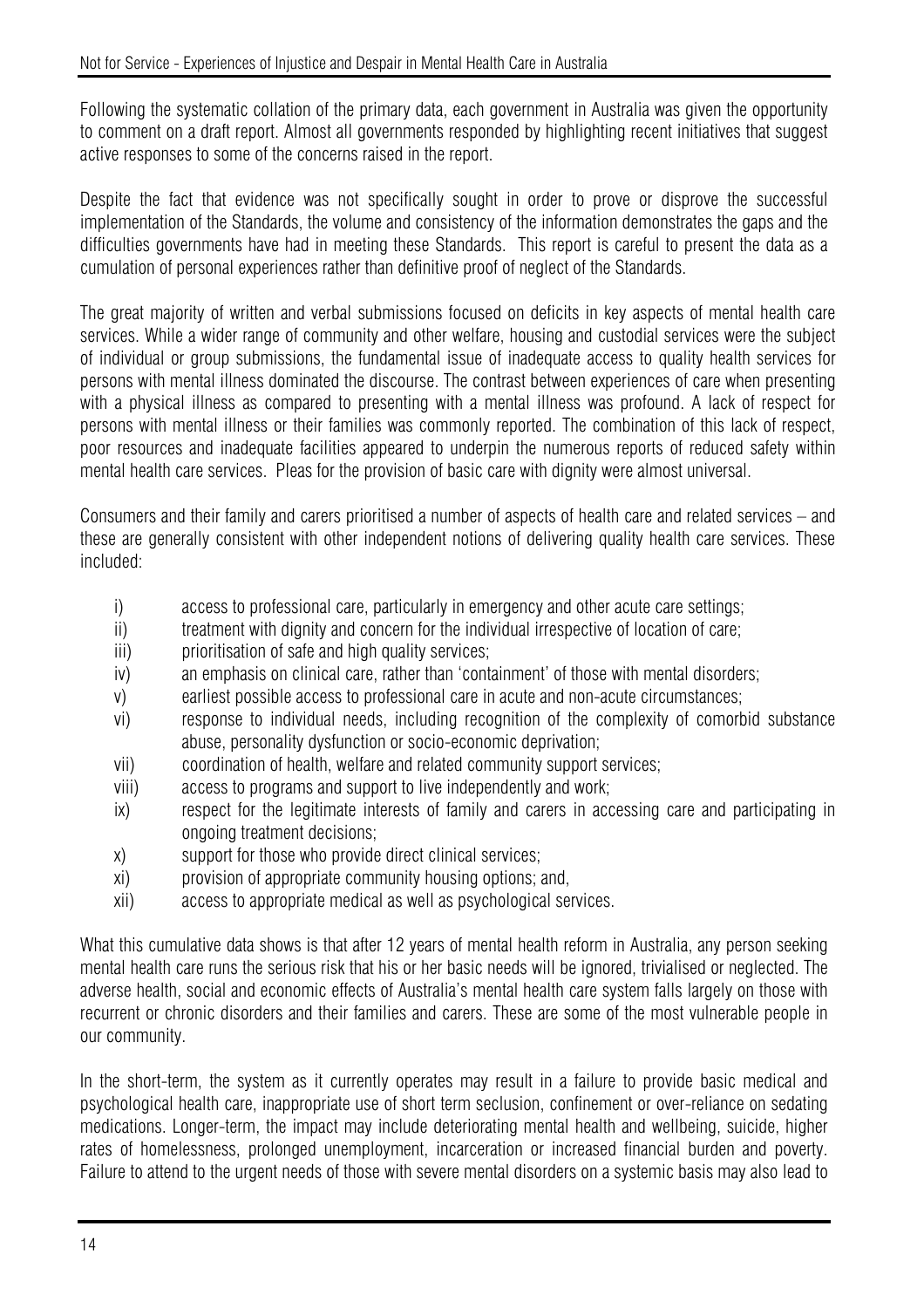Following the systematic collation of the primary data, each government in Australia was given the opportunity to comment on a draft report. Almost all governments responded by highlighting recent initiatives that suggest active responses to some of the concerns raised in the report.

Despite the fact that evidence was not specifically sought in order to prove or disprove the successful implementation of the Standards, the volume and consistency of the information demonstrates the gaps and the difficulties governments have had in meeting these Standards. This report is careful to present the data as a cumulation of personal experiences rather than definitive proof of neglect of the Standards.

The great majority of written and verbal submissions focused on deficits in key aspects of mental health care services. While a wider range of community and other welfare, housing and custodial services were the subject of individual or group submissions, the fundamental issue of inadequate access to quality health services for persons with mental illness dominated the discourse. The contrast between experiences of care when presenting with a physical illness as compared to presenting with a mental illness was profound. A lack of respect for persons with mental illness or their families was commonly reported. The combination of this lack of respect, poor resources and inadequate facilities appeared to underpin the numerous reports of reduced safety within mental health care services. Pleas for the provision of basic care with dignity were almost universal.

Consumers and their family and carers prioritised a number of aspects of health care and related services – and these are generally consistent with other independent notions of delivering quality health care services. These included:

i) access to professional care, particularly in emergency and other acute care settings;
ii) treatment with dignity and concern for the individual irrespective of location of care;
iii) prioritisation of safe and high quality services;
iv) an emphasis on clinical care, rather than 'containment' of those with mental disorders;
v) earliest possible access to professional care in acute and non-acute circumstances;
vi) response to individual needs, including recognition of the complexity of comorbid substance abuse, personality dysfunction or socio-economic deprivation;
vii) coordination of health, welfare and related community support services;
viii) access to programs and support to live independently and work;
ix) respect for the legitimate interests of family and carers in accessing care and participating in ongoing treatment decisions;
x) support for those who provide direct clinical services;
xi) provision of appropriate community housing options; and,
xii) access to appropriate medical as well as psychological services.

What this cumulative data shows is that after 12 years of mental health reform in Australia, any person seeking mental health care runs the serious risk that his or her basic needs will be ignored, trivialised or neglected. The adverse health, social and economic effects of Australia's mental health care system falls largely on those with recurrent or chronic disorders and their families and carers. These are some of the most vulnerable people in our community.

In the short-term, the system as it currently operates may result in a failure to provide basic medical and psychological health care, inappropriate use of short term seclusion, confinement or over-reliance on sedating medications. Longer-term, the impact may include deteriorating mental health and wellbeing, suicide, higher rates of homelessness, prolonged unemployment, incarceration or increased financial burden and poverty. Failure to attend to the urgent needs of those with severe mental disorders on a systemic basis may also lead to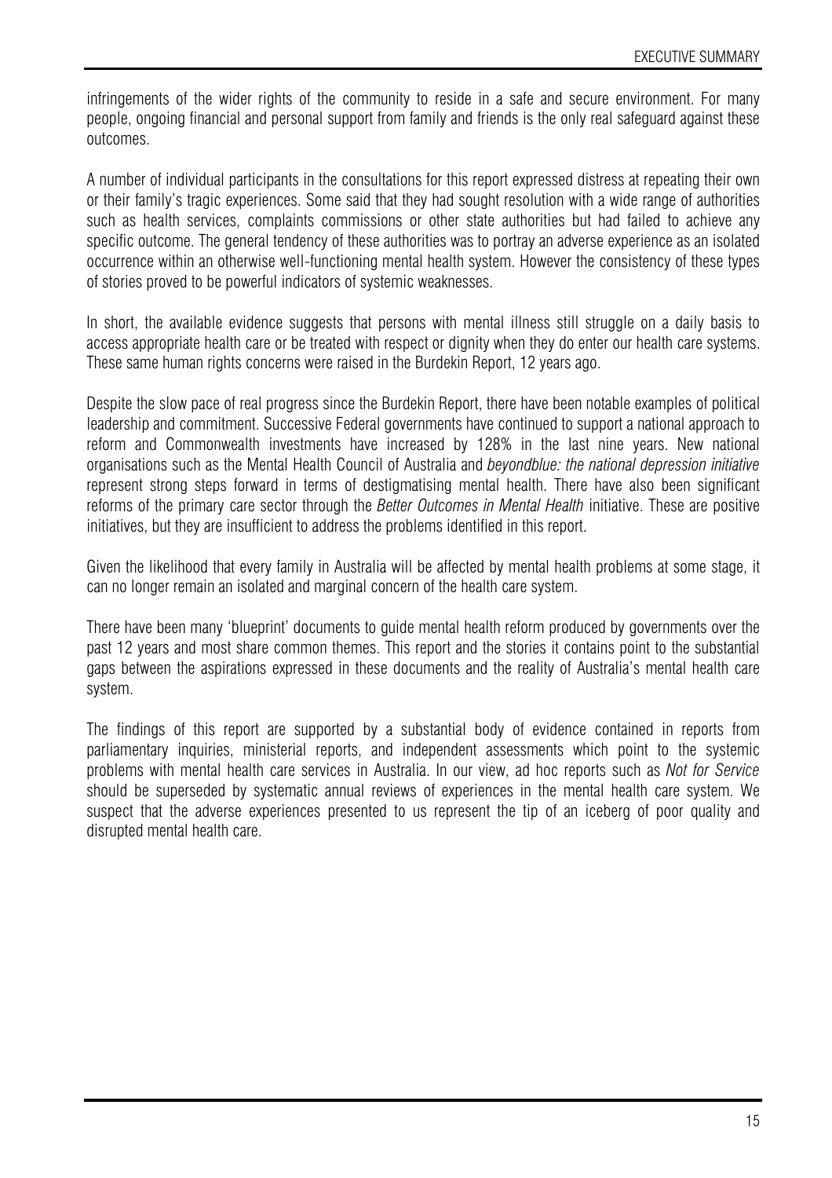infringements of the wider rights of the community to reside in a safe and secure environment. For many people, ongoing financial and personal support from family and friends is the only real safeguard against these outcomes.

A number of individual participants in the consultations for this report expressed distress at repeating their own or their family's tragic experiences. Some said that they had sought resolution with a wide range of authorities such as health services, complaints commissions or other state authorities but had failed to achieve any specific outcome. The general tendency of these authorities was to portray an adverse experience as an isolated occurrence within an otherwise well-functioning mental health system. However the consistency of these types of stories proved to be powerful indicators of systemic weaknesses.

In short, the available evidence suggests that persons with mental illness still struggle on a daily basis to access appropriate health care or be treated with respect or dignity when they do enter our health care systems. These same human rights concerns were raised in the Burdekin Report, 12 years ago.

Despite the slow pace of real progress since the Burdekin Report, there have been notable examples of political leadership and commitment. Successive Federal governments have continued to support a national approach to reform and Commonwealth investments have increased by 128% in the last nine years. New national organisations such as the Mental Health Council of Australia and *beyondblue: the national depression initiative* represent strong steps forward in terms of destigmatising mental health. There have also been significant reforms of the primary care sector through the *Better Outcomes in Mental Health* initiative. These are positive initiatives, but they are insufficient to address the problems identified in this report.

Given the likelihood that every family in Australia will be affected by mental health problems at some stage, it can no longer remain an isolated and marginal concern of the health care system.

There have been many 'blueprint' documents to guide mental health reform produced by governments over the past 12 years and most share common themes. This report and the stories it contains point to the substantial gaps between the aspirations expressed in these documents and the reality of Australia's mental health care system.

The findings of this report are supported by a substantial body of evidence contained in reports from parliamentary inquiries, ministerial reports, and independent assessments which point to the systemic problems with mental health care services in Australia. In our view, ad hoc reports such as *Not for Service* should be superseded by systematic annual reviews of experiences in the mental health care system. We suspect that the adverse experiences presented to us represent the tip of an iceberg of poor quality and disrupted mental health care.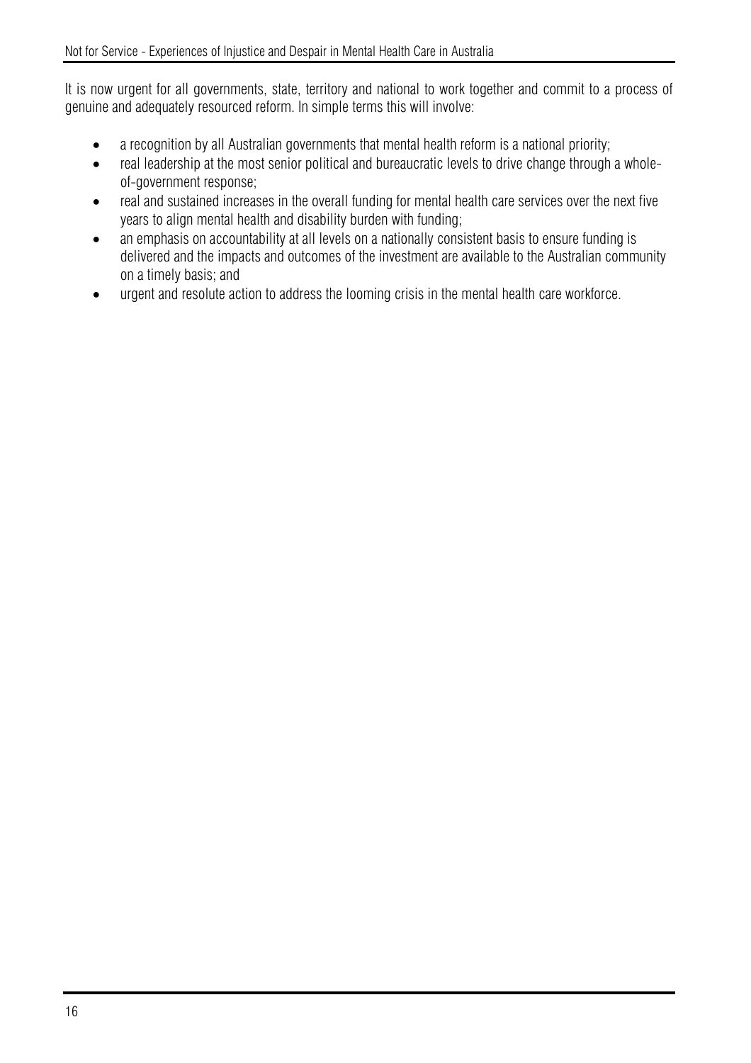It is now urgent for all governments, state, territory and national to work together and commit to a process of genuine and adequately resourced reform. In simple terms this will involve:

- a recognition by all Australian governments that mental health reform is a national priority;
- real leadership at the most senior political and bureaucratic levels to drive change through a whole-of-government response;
- real and sustained increases in the overall funding for mental health care services over the next five years to align mental health and disability burden with funding;
- an emphasis on accountability at all levels on a nationally consistent basis to ensure funding is delivered and the impacts and outcomes of the investment are available to the Australian community on a timely basis; and
- urgent and resolute action to address the looming crisis in the mental health care workforce.